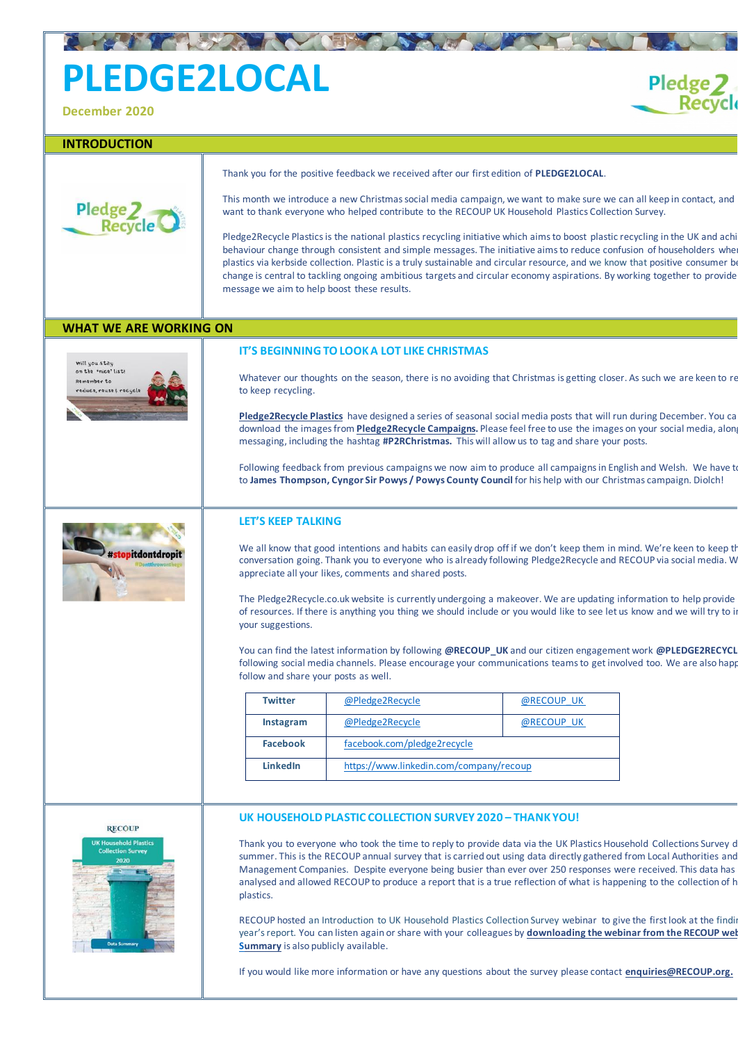# PLEDGE2LOCAL

December 2020

## INTRODUCTION

Thank you for the positive feedback we received after our first edition of **PLEDGE2LOCAL**.

This month we introduce a new Christmas social media campaign, we want to make sure we can all keep in contact, and want to thank everyone who helped contribute to the RECOUP UK Household Plastics Collection Survey.

Pledge2Recycle Plastics is the national plastics recycling initiative which aims to boost plastic recycling in the UK and achi behaviour change through consistent and simple messages. The initiative aims to reduce confusion of householders wher plastics via kerbside collection. Plastic is a truly sustainable and circular resource, and we know that positive consumer be change is central to tackling ongoing ambitious targets and circular economy aspirations. By working together to provide message we aim to help boost these results.

## WHAT WE ARE WORKING ON

### IT'S BEGINNING TO LOOK A LOT LIKE CHRISTMAS

Whatever our thoughts on the season, there is no avoiding that Christmas is getting closer. As such we are keen to re to keep recycling.

**Pledge2Recycle Plastics** have designed a series of seasonal social media posts that will run during December. You ca download the images from **Pledge2Recycle Campaigns.** Please feel free to use the images on your social media, along messaging, including the hashtag **#P2RChristmas.** This will allow us to tag and share your posts.

Following feedback from previous campaigns we now aim to produce all campaigns in English and Welsh. We have to to **James Thompson, Cyngor Sir Powys / Powys County Council** for his help with our Christmas campaign. Diolch!

### LET'S KEEP TALKING

We all know that good intentions and habits can easily drop off if we don't keep them in mind. We're keen to keep th conversation going. Thank you to everyone who is already following Pledge2Recycle and RECOUP via social media. W appreciate all your likes, comments and shared posts.

The Pledge2Recycle.co.uk website is currently undergoing a makeover. We are updating information to help provide of resources. If there is anything you thing we should include or you would like to see let us know and we will try to i your suggestions.

You can find the latest information by following **@RECOUP_UK** and our citizen engagement work **@PLEDGE2RECYCL** following social media channels. Please encourage your communications teams to get involved too. We are also happ follow and share your posts as well.

| | | |
|---|---|---|
| **Twitter** | @Pledge2Recycle | @RECOUP_UK |
| **Instagram** | @Pledge2Recycle | @RECOUP_UK |
| **Facebook** | facebook.com/pledge2recycle | |
| **LinkedIn** | https://www.linkedin.com/company/recoup | |

### UK HOUSEHOLD PLASTIC COLLECTION SURVEY 2020 – THANK YOU!

Thank you to everyone who took the time to reply to provide data via the UK Plastics Household Collections Survey d summer. This is the RECOUP annual survey that is carried out using data directly gathered from Local Authorities and Management Companies. Despite everyone being busier than ever over 250 responses were received. This data has analysed and allowed RECOUP to produce a report that is a true reflection of what is happening to the collection of h plastics.

RECOUP hosted an Introduction to UK Household Plastics Collection Survey webinar to give the first look at the findi year's report. You can listen again or share with your colleagues by **downloading the webinar from the RECOUP web Summary** is also publicly available.

If you would like more information or have any questions about the survey please contact **enquiries@RECOUP.org.**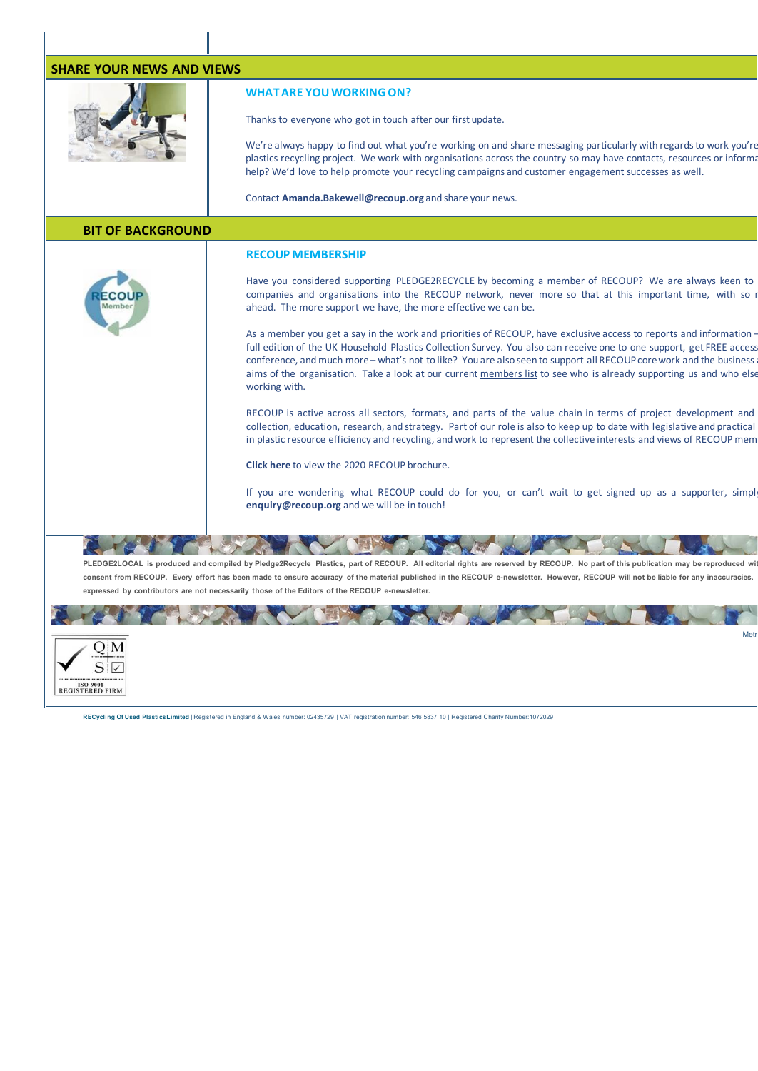## SHARE YOUR NEWS AND VIEWS

### WHAT ARE YOU WORKING ON?

Thanks to everyone who got in touch after our first update.

We're always happy to find out what you're working on and share messaging particularly with regards to work you're plastics recycling project. We work with organisations across the country so may have contacts, resources or informa help? We'd love to help promote your recycling campaigns and customer engagement successes as well.

Contact **Amanda.Bakewell@recoup.org** and share your news.

## BIT OF BACKGROUND

### RECOUP MEMBERSHIP

Have you considered supporting PLEDGE2RECYCLE by becoming a member of RECOUP? We are always keen to companies and organisations into the RECOUP network, never more so that at this important time, with so ahead. The more support we have, the more effective we can be.

As a member you get a say in the work and priorities of RECOUP, have exclusive access to reports and information – full edition of the UK Household Plastics Collection Survey. You also can receive one to one support, get FREE access conference, and much more – what's not to like? You are also seen to support all RECOUP core work and the business aims of the organisation. Take a look at our current members list to see who is already supporting us and who else working with.

RECOUP is active across all sectors, formats, and parts of the value chain in terms of project development and collection, education, research, and strategy. Part of our role is also to keep up to date with legislative and practical in plastic resource efficiency and recycling, and work to represent the collective interests and views of RECOUP mem

**Click here** to view the 2020 RECOUP brochure.

If you are wondering what RECOUP could do for you, or can't wait to get signed up as a supporter, simply **enquiry@recoup.org** and we will be in touch!

**PLEDGE2LOCAL is produced and compiled by Pledge2Recycle Plastics, part of RECOUP. All editorial rights are reserved by RECOUP. No part of this publication may be reproduced wi consent from RECOUP. Every effort has been made to ensure accuracy of the material published in the RECOUP e-newsletter. However, RECOUP will not be liable for any inaccuracies. expressed by contributors are not necessarily those of the Editors of the RECOUP e-newsletter.**

QMS ISO 9001 REGISTERED FIRM

Metr

**RECycling Of Used Plastics Limited** | Registered in England & Wales number: 02435729 | VAT registration number: 546 5837 10 | Registered Charity Number:1072029